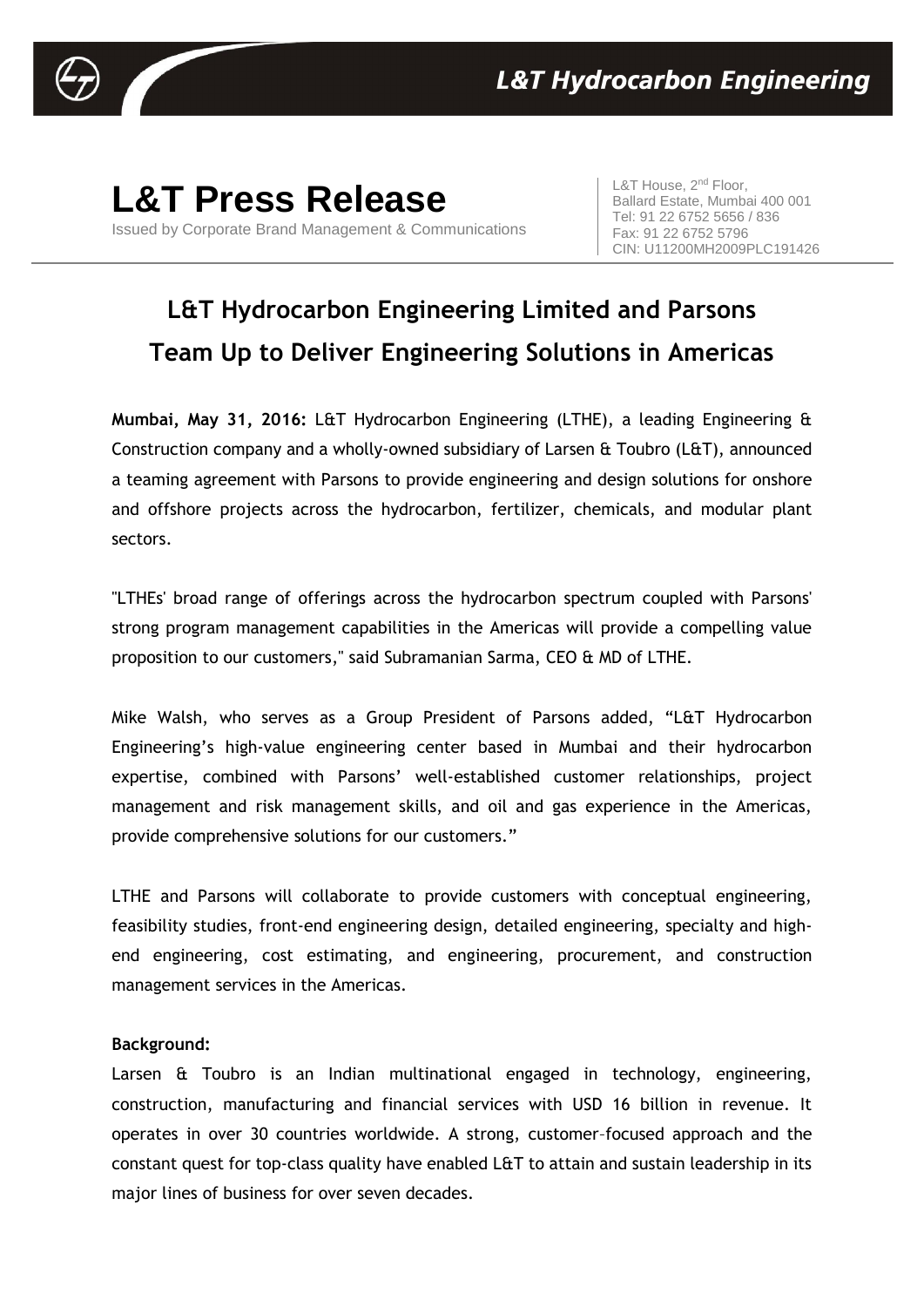L&T Hydrocarbon Engineering

# L&T Press Release

Issued by Corporate Brand Management & Communications

L&T House, 2nd Floor,
Ballard Estate, Mumbai 400 001
Tel: 91 22 6752 5656 / 836
Fax: 91 22 6752 5796
CIN: U11200MH2009PLC191426

## L&T Hydrocarbon Engineering Limited and Parsons Team Up to Deliver Engineering Solutions in Americas

**Mumbai, May 31, 2016:** L&T Hydrocarbon Engineering (LTHE), a leading Engineering & Construction company and a wholly-owned subsidiary of Larsen & Toubro (L&T), announced a teaming agreement with Parsons to provide engineering and design solutions for onshore and offshore projects across the hydrocarbon, fertilizer, chemicals, and modular plant sectors.

"LTHEs' broad range of offerings across the hydrocarbon spectrum coupled with Parsons' strong program management capabilities in the Americas will provide a compelling value proposition to our customers," said Subramanian Sarma, CEO & MD of LTHE.

Mike Walsh, who serves as a Group President of Parsons added, "L&T Hydrocarbon Engineering's high-value engineering center based in Mumbai and their hydrocarbon expertise, combined with Parsons' well-established customer relationships, project management and risk management skills, and oil and gas experience in the Americas, provide comprehensive solutions for our customers."

LTHE and Parsons will collaborate to provide customers with conceptual engineering, feasibility studies, front-end engineering design, detailed engineering, specialty and high-end engineering, cost estimating, and engineering, procurement, and construction management services in the Americas.

**Background:**

Larsen & Toubro is an Indian multinational engaged in technology, engineering, construction, manufacturing and financial services with USD 16 billion in revenue. It operates in over 30 countries worldwide. A strong, customer–focused approach and the constant quest for top-class quality have enabled L&T to attain and sustain leadership in its major lines of business for over seven decades.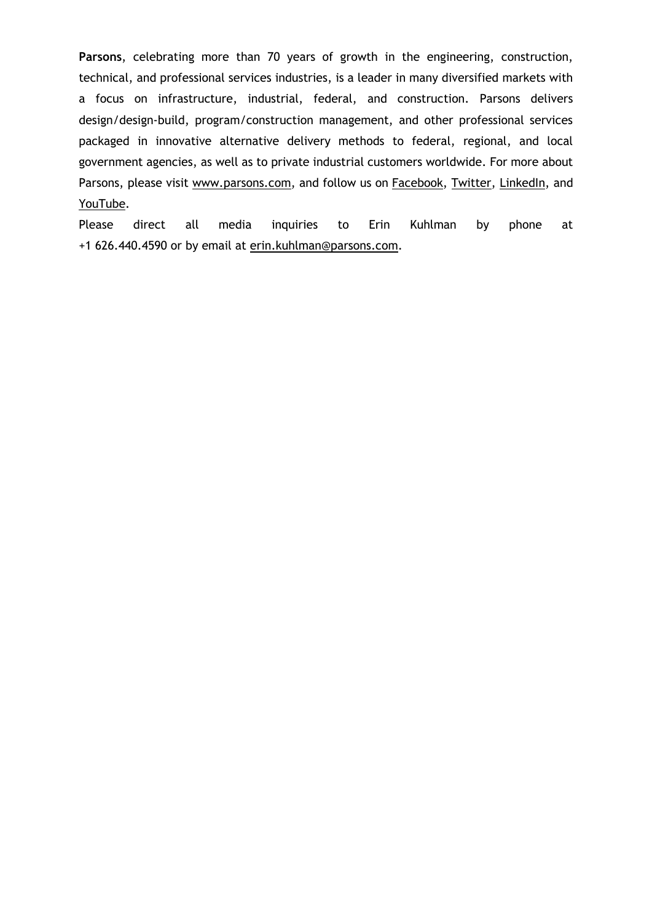**Parsons**, celebrating more than 70 years of growth in the engineering, construction, technical, and professional services industries, is a leader in many diversified markets with a focus on infrastructure, industrial, federal, and construction. Parsons delivers design/design-build, program/construction management, and other professional services packaged in innovative alternative delivery methods to federal, regional, and local government agencies, as well as to private industrial customers worldwide. For more about Parsons, please visit www.parsons.com, and follow us on Facebook, Twitter, LinkedIn, and YouTube.

Please direct all media inquiries to Erin Kuhlman by phone at +1 626.440.4590 or by email at erin.kuhlman@parsons.com.